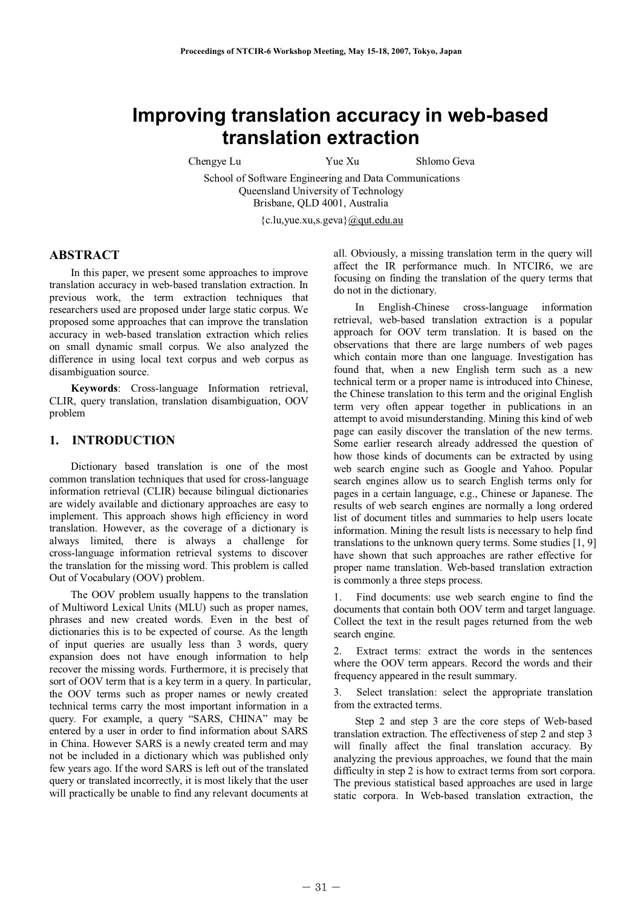# Improving translation accuracy in web-based translation extraction

Chengye Lu　　Yue Xu　　Shlomo Geva

School of Software Engineering and Data Communications
Queensland University of Technology
Brisbane, QLD 4001, Australia

{c.lu,yue.xu,s.geva}@qut.edu.au

## ABSTRACT

In this paper, we present some approaches to improve translation accuracy in web-based translation extraction. In previous work, the term extraction techniques that researchers used are proposed under large static corpus. We proposed some approaches that can improve the translation accuracy in web-based translation extraction which relies on small dynamic small corpus. We also analyzed the difference in using local text corpus and web corpus as disambiguation source.

**Keywords**: Cross-language Information retrieval, CLIR, query translation, translation disambiguation, OOV problem

## 1. INTRODUCTION

Dictionary based translation is one of the most common translation techniques that used for cross-language information retrieval (CLIR) because bilingual dictionaries are widely available and dictionary approaches are easy to implement. This approach shows high efficiency in word translation. However, as the coverage of a dictionary is always limited, there is always a challenge for cross-language information retrieval systems to discover the translation for the missing word. This problem is called Out of Vocabulary (OOV) problem.

The OOV problem usually happens to the translation of Multiword Lexical Units (MLU) such as proper names, phrases and new created words. Even in the best of dictionaries this is to be expected of course. As the length of input queries are usually less than 3 words, query expansion does not have enough information to help recover the missing words. Furthermore, it is precisely that sort of OOV term that is a key term in a query. In particular, the OOV terms such as proper names or newly created technical terms carry the most important information in a query. For example, a query "SARS, CHINA" may be entered by a user in order to find information about SARS in China. However SARS is a newly created term and may not be included in a dictionary which was published only few years ago. If the word SARS is left out of the translated query or translated incorrectly, it is most likely that the user will practically be unable to find any relevant documents at all. Obviously, a missing translation term in the query will affect the IR performance much. In NTCIR6, we are focusing on finding the translation of the query terms that do not in the dictionary.

In English-Chinese cross-language information retrieval, web-based translation extraction is a popular approach for OOV term translation. It is based on the observations that there are large numbers of web pages which contain more than one language. Investigation has found that, when a new English term such as a new technical term or a proper name is introduced into Chinese, the Chinese translation to this term and the original English term very often appear together in publications in an attempt to avoid misunderstanding. Mining this kind of web page can easily discover the translation of the new terms. Some earlier research already addressed the question of how those kinds of documents can be extracted by using web search engine such as Google and Yahoo. Popular search engines allow us to search English terms only for pages in a certain language, e.g., Chinese or Japanese. The results of web search engines are normally a long ordered list of document titles and summaries to help users locate information. Mining the result lists is necessary to help find translations to the unknown query terms. Some studies [1, 9] have shown that such approaches are rather effective for proper name translation. Web-based translation extraction is commonly a three steps process.

1. Find documents: use web search engine to find the documents that contain both OOV term and target language. Collect the text in the result pages returned from the web search engine.

2. Extract terms: extract the words in the sentences where the OOV term appears. Record the words and their frequency appeared in the result summary.

3. Select translation: select the appropriate translation from the extracted terms.

Step 2 and step 3 are the core steps of Web-based translation extraction. The effectiveness of step 2 and step 3 will finally affect the final translation accuracy. By analyzing the previous approaches, we found that the main difficulty in step 2 is how to extract terms from sort corpora. The previous statistical based approaches are used in large static corpora. In Web-based translation extraction, the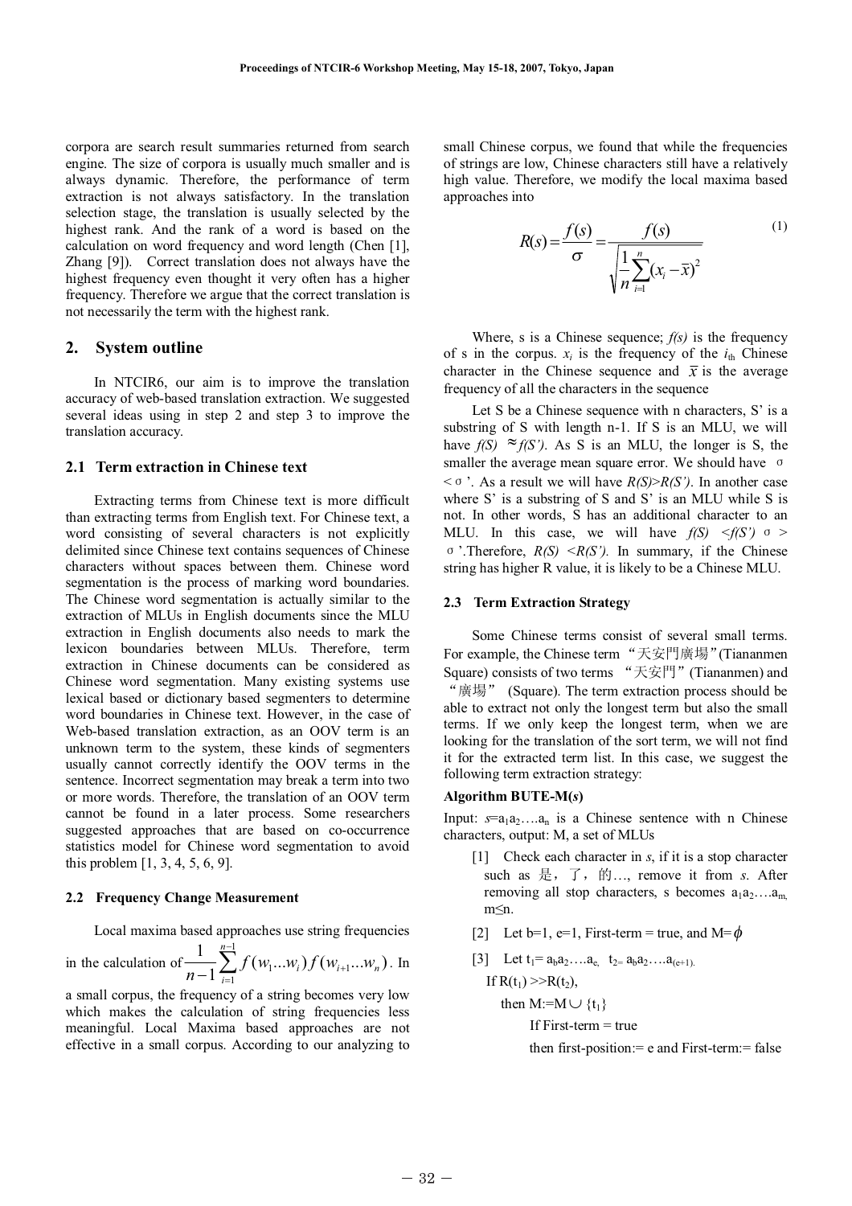corpora are search result summaries returned from search engine. The size of corpora is usually much smaller and is always dynamic. Therefore, the performance of term extraction is not always satisfactory. In the translation selection stage, the translation is usually selected by the highest rank. And the rank of a word is based on the calculation on word frequency and word length (Chen [1], Zhang [9]). Correct translation does not always have the highest frequency even thought it very often has a higher frequency. Therefore we argue that the correct translation is not necessarily the term with the highest rank.

## 2. System outline

In NTCIR6, our aim is to improve the translation accuracy of web-based translation extraction. We suggested several ideas using in step 2 and step 3 to improve the translation accuracy.

### 2.1 Term extraction in Chinese text

Extracting terms from Chinese text is more difficult than extracting terms from English text. For Chinese text, a word consisting of several characters is not explicitly delimited since Chinese text contains sequences of Chinese characters without spaces between them. Chinese word segmentation is the process of marking word boundaries. The Chinese word segmentation is actually similar to the extraction of MLUs in English documents since the MLU extraction in English documents also needs to mark the lexicon boundaries between MLUs. Therefore, term extraction in Chinese documents can be considered as Chinese word segmentation. Many existing systems use lexical based or dictionary based segmenters to determine word boundaries in Chinese text. However, in the case of Web-based translation extraction, as an OOV term is an unknown term to the system, these kinds of segmenters usually cannot correctly identify the OOV terms in the sentence. Incorrect segmentation may break a term into two or more words. Therefore, the translation of an OOV term cannot be found in a later process. Some researchers suggested approaches that are based on co-occurrence statistics model for Chinese word segmentation to avoid this problem [1, 3, 4, 5, 6, 9].

#### 2.2 Frequency Change Measurement

Local maxima based approaches use string frequencies in the calculation of $\frac{1}{n-1}\sum_{i=1}^{n-1} f(w_1...w_i)f(w_{i+1}...w_n)$. In a small corpus, the frequency of a string becomes very low which makes the calculation of string frequencies less meaningful. Local Maxima based approaches are not effective in a small corpus. According to our analyzing to small Chinese corpus, we found that while the frequencies of strings are low, Chinese characters still have a relatively high value. Therefore, we modify the local maxima based approaches into

$$R(s) = \frac{f(s)}{\sigma} = \frac{f(s)}{\sqrt{\frac{1}{n}\sum_{i=1}^{n}(x_i - \bar{x})^2}} \tag{1}$$

Where, s is a Chinese sequence; *f(s)* is the frequency of s in the corpus. $x_i$ is the frequency of the $i_{th}$ Chinese character in the Chinese sequence and $\bar{x}$ is the average frequency of all the characters in the sequence

Let S be a Chinese sequence with n characters, S' is a substring of S with length n-1. If S is an MLU, we will have $f(S) \approx f(S')$. As S is an MLU, the longer is S, the smaller the average mean square error. We should have $\sigma < \sigma'$. As a result we will have $R(S) > R(S')$. In another case where S' is a substring of S and S' is an MLU while S is not. In other words, S has an additional character to an MLU. In this case, we will have $f(S) < f(S')$ $\sigma > \sigma'$. Therefore, $R(S) < R(S')$. In summary, if the Chinese string has higher R value, it is likely to be a Chinese MLU.

#### 2.3 Term Extraction Strategy

Some Chinese terms consist of several small terms. For example, the Chinese term "天安門廣場"(Tiananmen Square) consists of two terms "天安門" (Tiananmen) and "廣場" (Square). The term extraction process should be able to extract not only the longest term but also the small terms. If we only keep the longest term, when we are looking for the translation of the sort term, we will not find it for the extracted term list. In this case, we suggest the following term extraction strategy:

**Algorithm BUTE-M(*s*)**

Input: $s=a_1a_2....a_n$ is a Chinese sentence with n Chinese characters, output: M, a set of MLUs

[1] Check each character in *s*, if it is a stop character such as 是，了，的…, remove it from *s*. After removing all stop characters, s becomes $a_1a_2....a_m$, $m \le n$.

[2] Let b=1, e=1, First-term = true, and M=$\phi$

[3] Let $t_1 = a_b a_2....a_e$, $t_2 = a_b a_2....a_{(e+1)}$.
If $R(t_1) >> R(t_2)$,
then $M := M \cup \{t_1\}$
If First-term = true
then first-position:= e and First-term:= false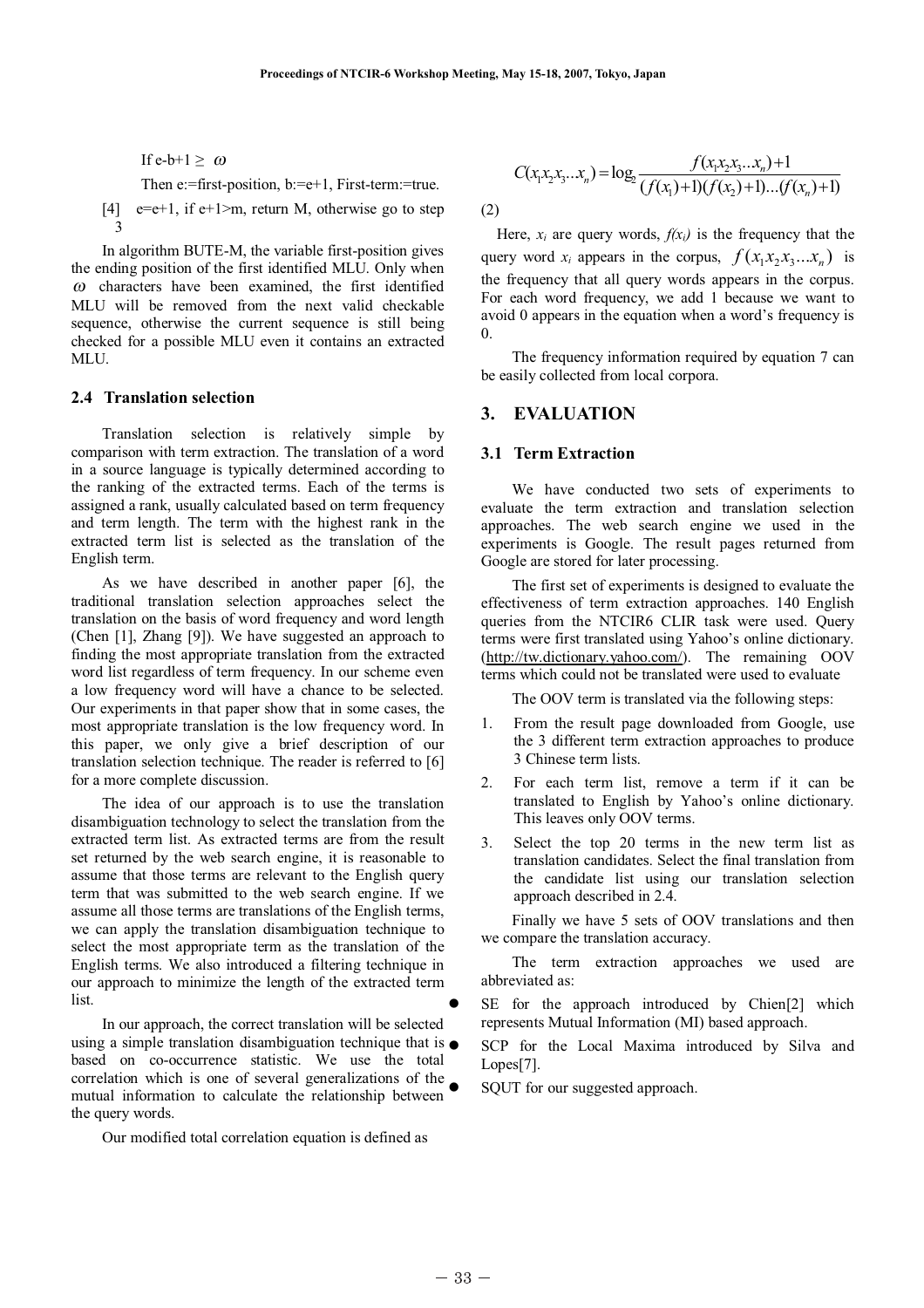If e-b+1 ≥ $\omega$

Then e:=first-position, b:=e+1, First-term:=true.

[4] e=e+1, if e+1>m, return M, otherwise go to step 3

In algorithm BUTE-M, the variable first-position gives the ending position of the first identified MLU. Only when $\omega$ characters have been examined, the first identified MLU will be removed from the next valid checkable sequence, otherwise the current sequence is still being checked for a possible MLU even it contains an extracted MLU.

### 2.4 Translation selection

Translation selection is relatively simple by comparison with term extraction. The translation of a word in a source language is typically determined according to the ranking of the extracted terms. Each of the terms is assigned a rank, usually calculated based on term frequency and term length. The term with the highest rank in the extracted term list is selected as the translation of the English term.

As we have described in another paper [6], the traditional translation selection approaches select the translation on the basis of word frequency and word length (Chen [1], Zhang [9]). We have suggested an approach to finding the most appropriate translation from the extracted word list regardless of term frequency. In our scheme even a low frequency word will have a chance to be selected. Our experiments in that paper show that in some cases, the most appropriate translation is the low frequency word. In this paper, we only give a brief description of our translation selection technique. The reader is referred to [6] for a more complete discussion.

The idea of our approach is to use the translation disambiguation technology to select the translation from the extracted term list. As extracted terms are from the result set returned by the web search engine, it is reasonable to assume that those terms are relevant to the English query term that was submitted to the web search engine. If we assume all those terms are translations of the English terms, we can apply the translation disambiguation technique to select the most appropriate term as the translation of the English terms. We also introduced a filtering technique in our approach to minimize the length of the extracted term list.

In our approach, the correct translation will be selected using a simple translation disambiguation technique that is based on co-occurrence statistic. We use the total correlation which is one of several generalizations of the mutual information to calculate the relationship between the query words.

Our modified total correlation equation is defined as

$$C(x_1x_2x_3...x_n) = \log_2 \frac{f(x_1x_2x_3...x_n)+1}{(f(x_1)+1)(f(x_2)+1)...(f(x_n)+1)}$$

(2)

Here, $x_i$ are query words, $f(x_i)$ is the frequency that the query word $x_i$ appears in the corpus, $f(x_1x_2x_3...x_n)$ is the frequency that all query words appears in the corpus. For each word frequency, we add 1 because we want to avoid 0 appears in the equation when a word's frequency is 0.

The frequency information required by equation 7 can be easily collected from local corpora.

## 3. EVALUATION

### 3.1 Term Extraction

We have conducted two sets of experiments to evaluate the term extraction and translation selection approaches. The web search engine we used in the experiments is Google. The result pages returned from Google are stored for later processing.

The first set of experiments is designed to evaluate the effectiveness of term extraction approaches. 140 English queries from the NTCIR6 CLIR task were used. Query terms were first translated using Yahoo's online dictionary. (http://tw.dictionary.yahoo.com/). The remaining OOV terms which could not be translated were used to evaluate

The OOV term is translated via the following steps:

1. From the result page downloaded from Google, use the 3 different term extraction approaches to produce 3 Chinese term lists.
2. For each term list, remove a term if it can be translated to English by Yahoo's online dictionary. This leaves only OOV terms.
3. Select the top 20 terms in the new term list as translation candidates. Select the final translation from the candidate list using our translation selection approach described in 2.4.

Finally we have 5 sets of OOV translations and then we compare the translation accuracy.

The term extraction approaches we used are abbreviated as:

- SE for the approach introduced by Chien[2] which represents Mutual Information (MI) based approach.
- SCP for the Local Maxima introduced by Silva and Lopes[7].
- SQUT for our suggested approach.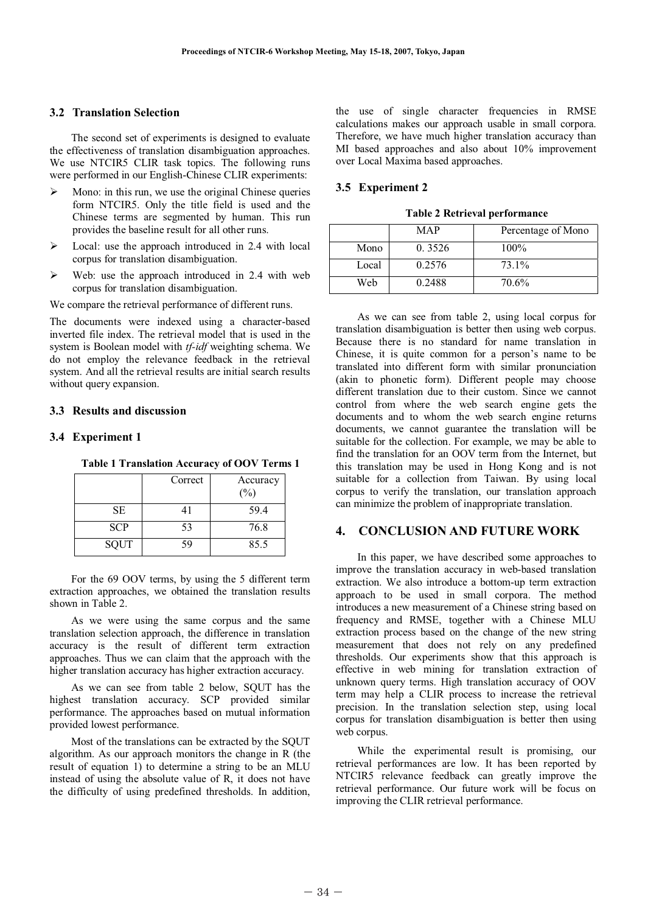### 3.2 Translation Selection

The second set of experiments is designed to evaluate the effectiveness of translation disambiguation approaches. We use NTCIR5 CLIR task topics. The following runs were performed in our English-Chinese CLIR experiments:

- Mono: in this run, we use the original Chinese queries form NTCIR5. Only the title field is used and the Chinese terms are segmented by human. This run provides the baseline result for all other runs.
- Local: use the approach introduced in 2.4 with local corpus for translation disambiguation.
- Web: use the approach introduced in 2.4 with web corpus for translation disambiguation.

We compare the retrieval performance of different runs.

The documents were indexed using a character-based inverted file index. The retrieval model that is used in the system is Boolean model with *tf-idf* weighting schema. We do not employ the relevance feedback in the retrieval system. And all the retrieval results are initial search results without query expansion.

### 3.3 Results and discussion

### 3.4 Experiment 1

**Table 1 Translation Accuracy of OOV Terms 1**

| | Correct | Accuracy (%) |
|---|---|---|
| SE | 41 | 59.4 |
| SCP | 53 | 76.8 |
| SQUT | 59 | 85.5 |

For the 69 OOV terms, by using the 5 different term extraction approaches, we obtained the translation results shown in Table 2.

As we were using the same corpus and the same translation selection approach, the difference in translation accuracy is the result of different term extraction approaches. Thus we can claim that the approach with the higher translation accuracy has higher extraction accuracy.

As we can see from table 2 below, SQUT has the highest translation accuracy. SCP provided similar performance. The approaches based on mutual information provided lowest performance.

Most of the translations can be extracted by the SQUT algorithm. As our approach monitors the change in R (the result of equation 1) to determine a string to be an MLU instead of using the absolute value of R, it does not have the difficulty of using predefined thresholds. In addition, the use of single character frequencies in RMSE calculations makes our approach usable in small corpora. Therefore, we have much higher translation accuracy than MI based approaches and also about 10% improvement over Local Maxima based approaches.

### 3.5 Experiment 2

**Table 2 Retrieval performance**

| | MAP | Percentage of Mono |
|---|---|---|
| Mono | 0. 3526 | 100% |
| Local | 0.2576 | 73.1% |
| Web | 0.2488 | 70.6% |

As we can see from table 2, using local corpus for translation disambiguation is better then using web corpus. Because there is no standard for name translation in Chinese, it is quite common for a person's name to be translated into different form with similar pronunciation (akin to phonetic form). Different people may choose different translation due to their custom. Since we cannot control from where the web search engine gets the documents and to whom the web search engine returns documents, we cannot guarantee the translation will be suitable for the collection. For example, we may be able to find the translation for an OOV term from the Internet, but this translation may be used in Hong Kong and is not suitable for a collection from Taiwan. By using local corpus to verify the translation, our translation approach can minimize the problem of inappropriate translation.

## 4. CONCLUSION AND FUTURE WORK

In this paper, we have described some approaches to improve the translation accuracy in web-based translation extraction. We also introduce a bottom-up term extraction approach to be used in small corpora. The method introduces a new measurement of a Chinese string based on frequency and RMSE, together with a Chinese MLU extraction process based on the change of the new string measurement that does not rely on any predefined thresholds. Our experiments show that this approach is effective in web mining for translation extraction of unknown query terms. High translation accuracy of OOV term may help a CLIR process to increase the retrieval precision. In the translation selection step, using local corpus for translation disambiguation is better then using web corpus.

While the experimental result is promising, our retrieval performances are low. It has been reported by NTCIR5 relevance feedback can greatly improve the retrieval performance. Our future work will be focus on improving the CLIR retrieval performance.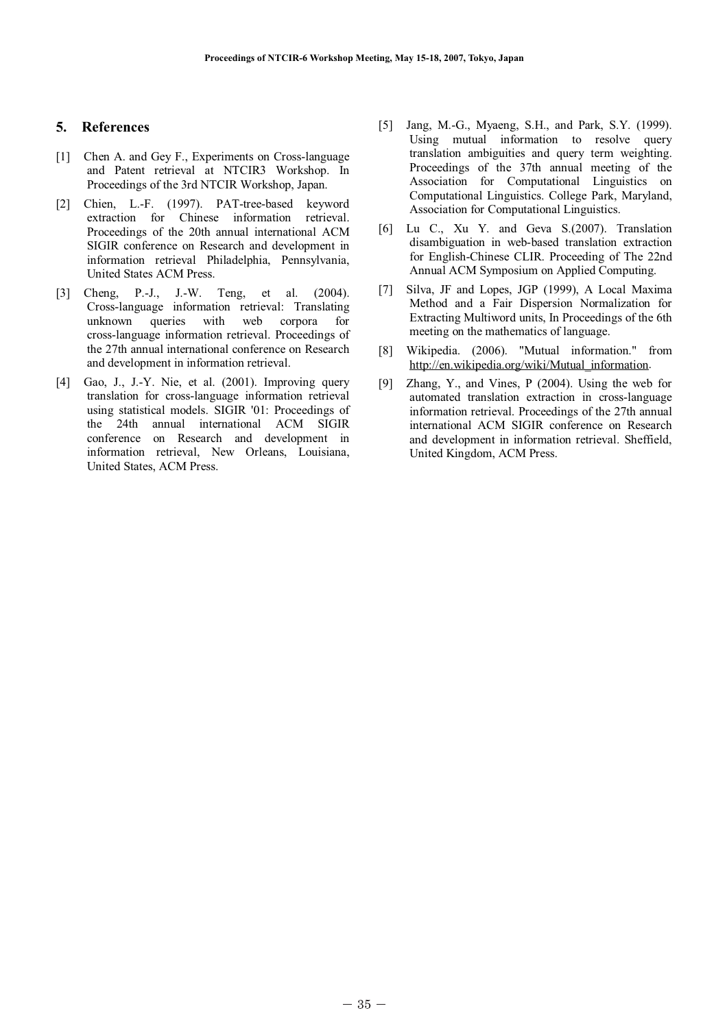## 5. References

[1] Chen A. and Gey F., Experiments on Cross-language and Patent retrieval at NTCIR3 Workshop. In Proceedings of the 3rd NTCIR Workshop, Japan.

[2] Chien, L.-F. (1997). PAT-tree-based keyword extraction for Chinese information retrieval. Proceedings of the 20th annual international ACM SIGIR conference on Research and development in information retrieval Philadelphia, Pennsylvania, United States ACM Press.

[3] Cheng, P.-J., J.-W. Teng, et al. (2004). Cross-language information retrieval: Translating unknown queries with web corpora for cross-language information retrieval. Proceedings of the 27th annual international conference on Research and development in information retrieval.

[4] Gao, J., J.-Y. Nie, et al. (2001). Improving query translation for cross-language information retrieval using statistical models. SIGIR '01: Proceedings of the 24th annual international ACM SIGIR conference on Research and development in information retrieval, New Orleans, Louisiana, United States, ACM Press.

[5] Jang, M.-G., Myaeng, S.H., and Park, S.Y. (1999). Using mutual information to resolve query translation ambiguities and query term weighting. Proceedings of the 37th annual meeting of the Association for Computational Linguistics on Computational Linguistics. College Park, Maryland, Association for Computational Linguistics.

[6] Lu C., Xu Y. and Geva S.(2007). Translation disambiguation in web-based translation extraction for English-Chinese CLIR. Proceeding of The 22nd Annual ACM Symposium on Applied Computing.

[7] Silva, JF and Lopes, JGP (1999), A Local Maxima Method and a Fair Dispersion Normalization for Extracting Multiword units, In Proceedings of the 6th meeting on the mathematics of language.

[8] Wikipedia. (2006). "Mutual information." from http://en.wikipedia.org/wiki/Mutual_information.

[9] Zhang, Y., and Vines, P (2004). Using the web for automated translation extraction in cross-language information retrieval. Proceedings of the 27th annual international ACM SIGIR conference on Research and development in information retrieval. Sheffield, United Kingdom, ACM Press.